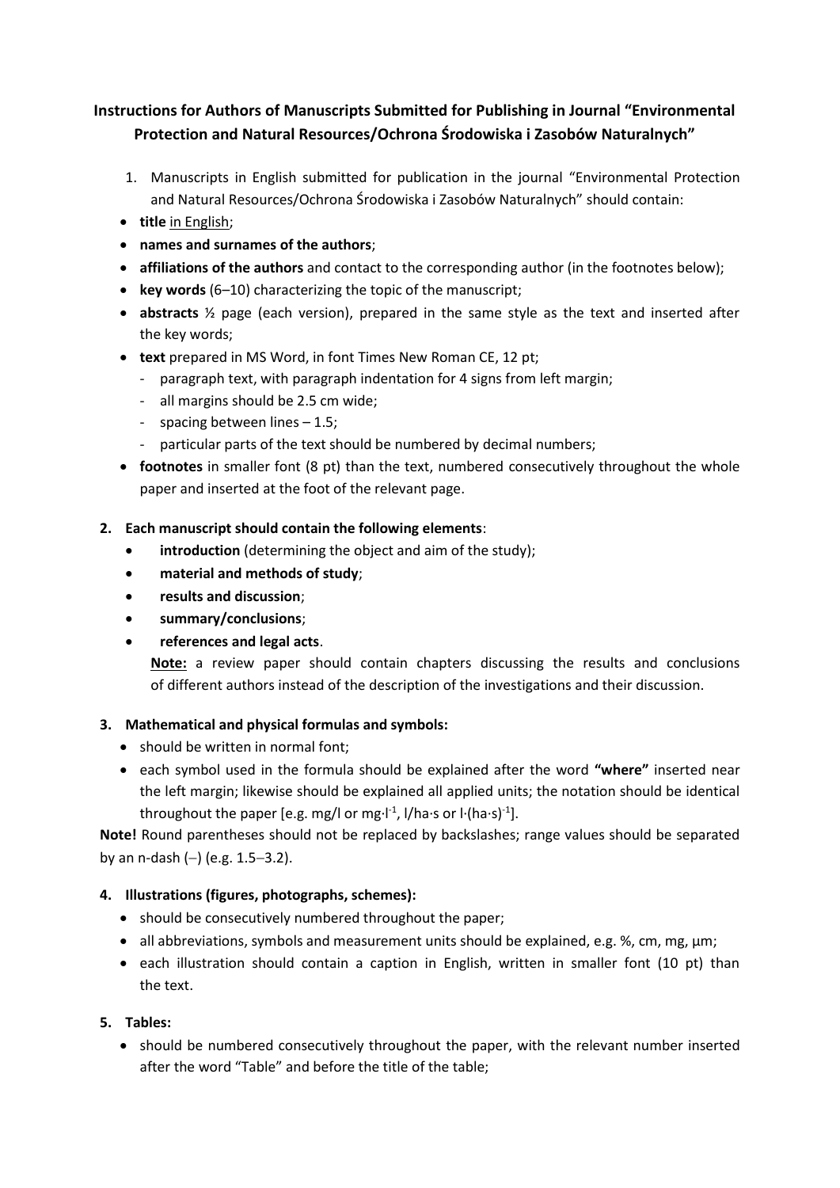# Instructions for Authors of Manuscripts Submitted for Publishing in Journal "Environmental Protection and Natural Resources/Ochrona Środowiska i Zasobów Naturalnych"

1. Manuscripts in English submitted for publication in the journal "Environmental Protection and Natural Resources/Ochrona Środowiska i Zasobów Naturalnych" should contain:

- **title** in English;
- **names and surnames of the authors**;
- **affiliations of the authors** and contact to the corresponding author (in the footnotes below);
- **key words** (6–10) characterizing the topic of the manuscript;
- **abstracts** ½ page (each version), prepared in the same style as the text and inserted after the key words;
- **text** prepared in MS Word, in font Times New Roman CE, 12 pt;
  - paragraph text, with paragraph indentation for 4 signs from left margin;
  - all margins should be 2.5 cm wide;
  - spacing between lines – 1.5;
  - particular parts of the text should be numbered by decimal numbers;
- **footnotes** in smaller font (8 pt) than the text, numbered consecutively throughout the whole paper and inserted at the foot of the relevant page.

**2. Each manuscript should contain the following elements**:

- **introduction** (determining the object and aim of the study);
- **material and methods of study**;
- **results and discussion**;
- **summary/conclusions**;
- **references and legal acts**.

**Note:** a review paper should contain chapters discussing the results and conclusions of different authors instead of the description of the investigations and their discussion.

**3. Mathematical and physical formulas and symbols:**

- should be written in normal font;
- each symbol used in the formula should be explained after the word **"where"** inserted near the left margin; likewise should be explained all applied units; the notation should be identical throughout the paper [e.g. mg/l or $mg \cdot l^{-1}$, l/ha·s or $l \cdot (ha \cdot s)^{-1}$].

**Note!** Round parentheses should not be replaced by backslashes; range values should be separated by an n-dash (–) (e.g. 1.5–3.2).

**4. Illustrations (figures, photographs, schemes):**

- should be consecutively numbered throughout the paper;
- all abbreviations, symbols and measurement units should be explained, e.g. %, cm, mg, μm;
- each illustration should contain a caption in English, written in smaller font (10 pt) than the text.

**5. Tables:**

- should be numbered consecutively throughout the paper, with the relevant number inserted after the word "Table" and before the title of the table;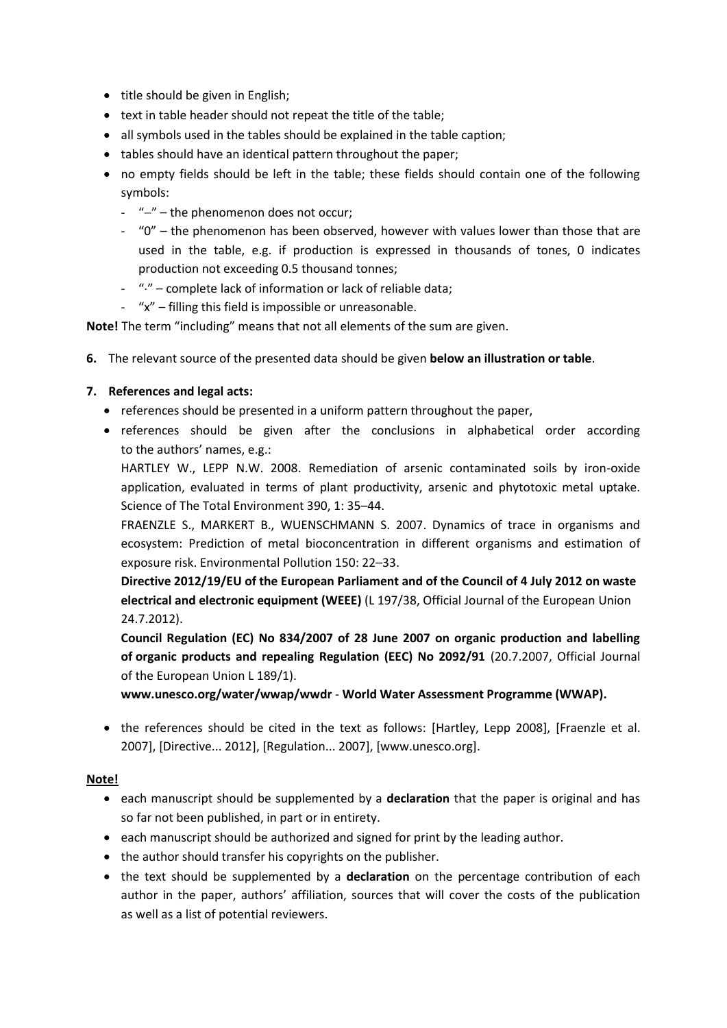- title should be given in English;
- text in table header should not repeat the title of the table;
- all symbols used in the tables should be explained in the table caption;
- tables should have an identical pattern throughout the paper;
- no empty fields should be left in the table; these fields should contain one of the following symbols:
  - "–" – the phenomenon does not occur;
  - "0" – the phenomenon has been observed, however with values lower than those that are used in the table, e.g. if production is expressed in thousands of tones, 0 indicates production not exceeding 0.5 thousand tonnes;
  - "·" – complete lack of information or lack of reliable data;
  - "x" – filling this field is impossible or unreasonable.

**Note!** The term "including" means that not all elements of the sum are given.

**6.** The relevant source of the presented data should be given **below an illustration or table**.

**7. References and legal acts:**

- references should be presented in a uniform pattern throughout the paper,
- references should be given after the conclusions in alphabetical order according to the authors' names, e.g.:

  HARTLEY W., LEPP N.W. 2008. Remediation of arsenic contaminated soils by iron-oxide application, evaluated in terms of plant productivity, arsenic and phytotoxic metal uptake. Science of The Total Environment 390, 1: 35–44.

  FRAENZLE S., MARKERT B., WUENSCHMANN S. 2007. Dynamics of trace in organisms and ecosystem: Prediction of metal bioconcentration in different organisms and estimation of exposure risk. Environmental Pollution 150: 22–33.

  **Directive 2012/19/EU of the European Parliament and of the Council of 4 July 2012 on waste electrical and electronic equipment (WEEE)** (L 197/38, Official Journal of the European Union 24.7.2012).

  **Council Regulation (EC) No 834/2007 of 28 June 2007 on organic production and labelling of organic products and repealing Regulation (EEC) No 2092/91** (20.7.2007, Official Journal of the European Union L 189/1).

  **www.unesco.org/water/wwap/wwdr** - **World Water Assessment Programme (WWAP).**

- the references should be cited in the text as follows: [Hartley, Lepp 2008], [Fraenzle et al. 2007], [Directive... 2012], [Regulation... 2007], [www.unesco.org].

**Note!**

- each manuscript should be supplemented by a **declaration** that the paper is original and has so far not been published, in part or in entirety.
- each manuscript should be authorized and signed for print by the leading author.
- the author should transfer his copyrights on the publisher.
- the text should be supplemented by a **declaration** on the percentage contribution of each author in the paper, authors' affiliation, sources that will cover the costs of the publication as well as a list of potential reviewers.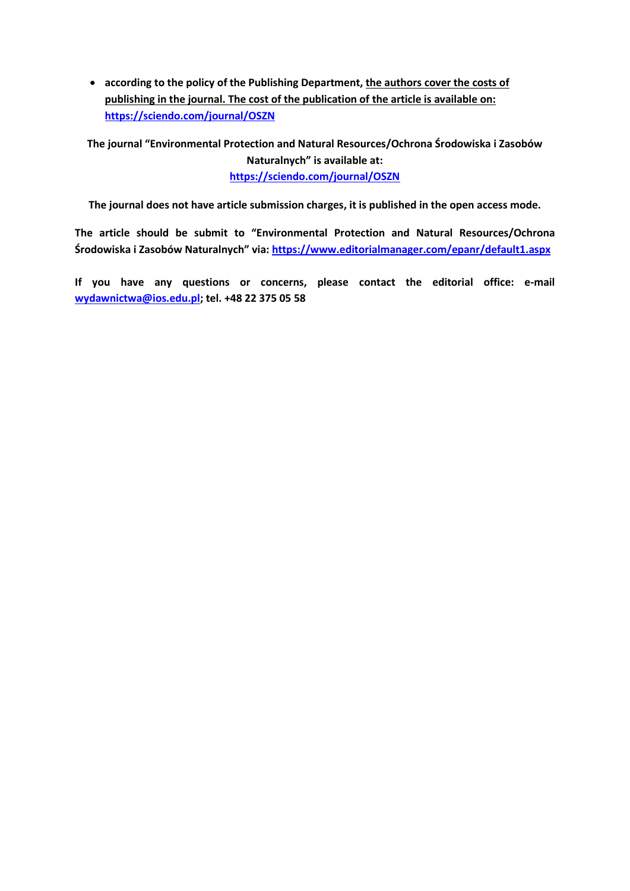- **according to the policy of the Publishing Department, <u>the authors cover the costs of publishing in the journal. The cost of the publication of the article is available on:</u> [https://sciendo.com/journal/OSZN](https://sciendo.com/journal/OSZN)**

**The journal "Environmental Protection and Natural Resources/Ochrona Środowiska i Zasobów Naturalnych" is available at:**
**[https://sciendo.com/journal/OSZN](https://sciendo.com/journal/OSZN)**

**The journal does not have article submission charges, it is published in the open access mode.**

**The article should be submit to "Environmental Protection and Natural Resources/Ochrona Środowiska i Zasobów Naturalnych" via: [https://www.editorialmanager.com/epanr/default1.aspx](https://www.editorialmanager.com/epanr/default1.aspx)**

**If you have any questions or concerns, please contact the editorial office: e-mail [wydawnictwa@ios.edu.pl](mailto:wydawnictwa@ios.edu.pl); tel. +48 22 375 05 58**